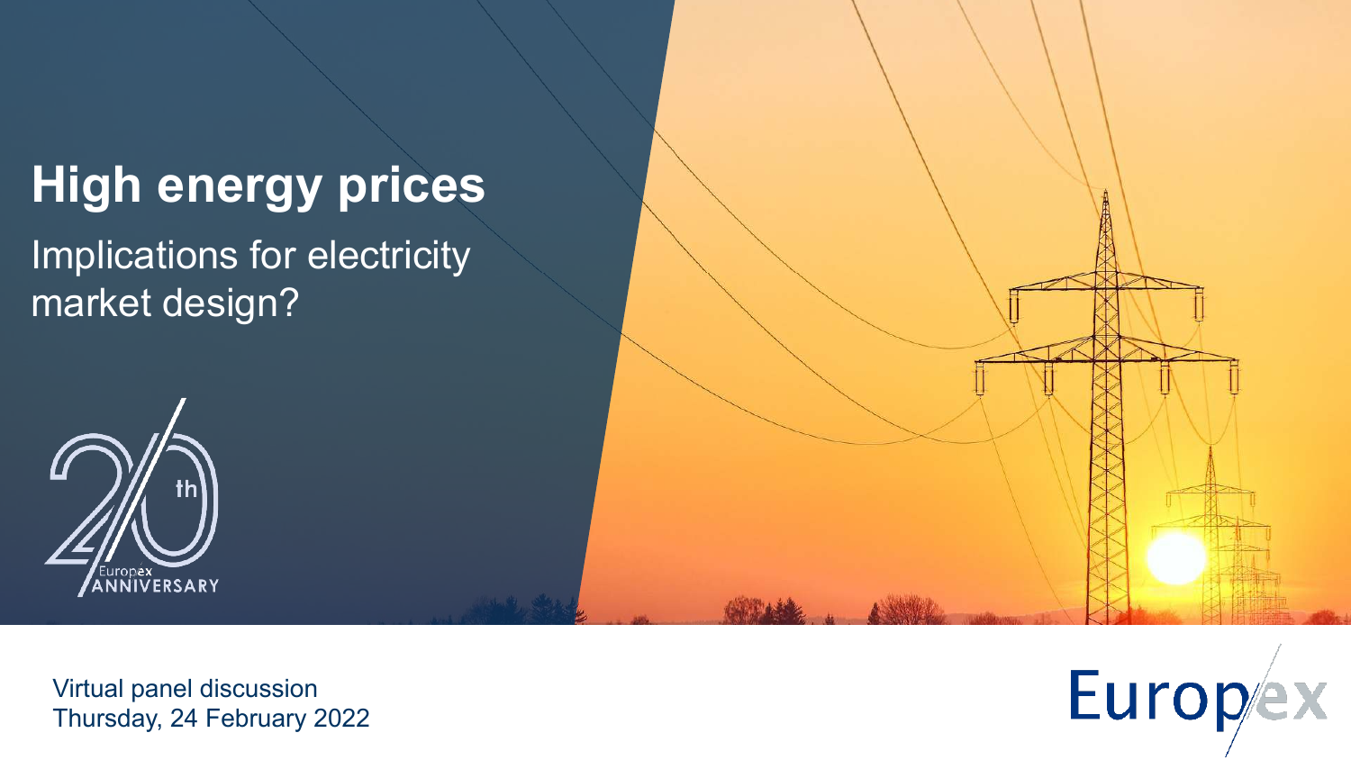# High energy prices

## Implications for electricity market design?

Europex 20th ANNIVERSARY

Virtual panel discussion
Thursday, 24 February 2022

Europex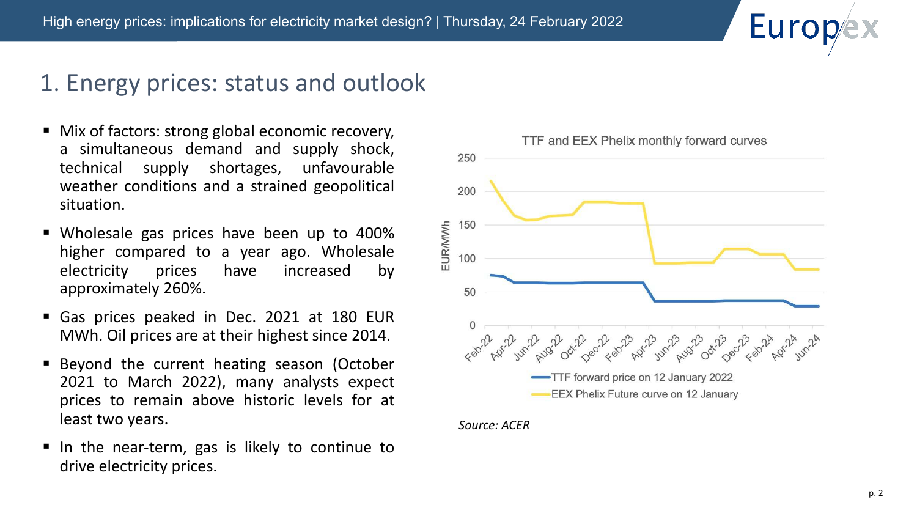# 1. Energy prices: status and outlook

- Mix of factors: strong global economic recovery, a simultaneous demand and supply shock, technical supply shortages, unfavourable weather conditions and a strained geopolitical situation.
- Wholesale gas prices have been up to 400% higher compared to a year ago. Wholesale electricity prices have increased by approximately 260%.
- Gas prices peaked in Dec. 2021 at 180 EUR MWh. Oil prices are at their highest since 2014.
- Beyond the current heating season (October 2021 to March 2022), many analysts expect prices to remain above historic levels for at least two years.
- In the near-term, gas is likely to continue to drive electricity prices.

TTF and EEX Phelix monthly forward curves

*Source: ACER*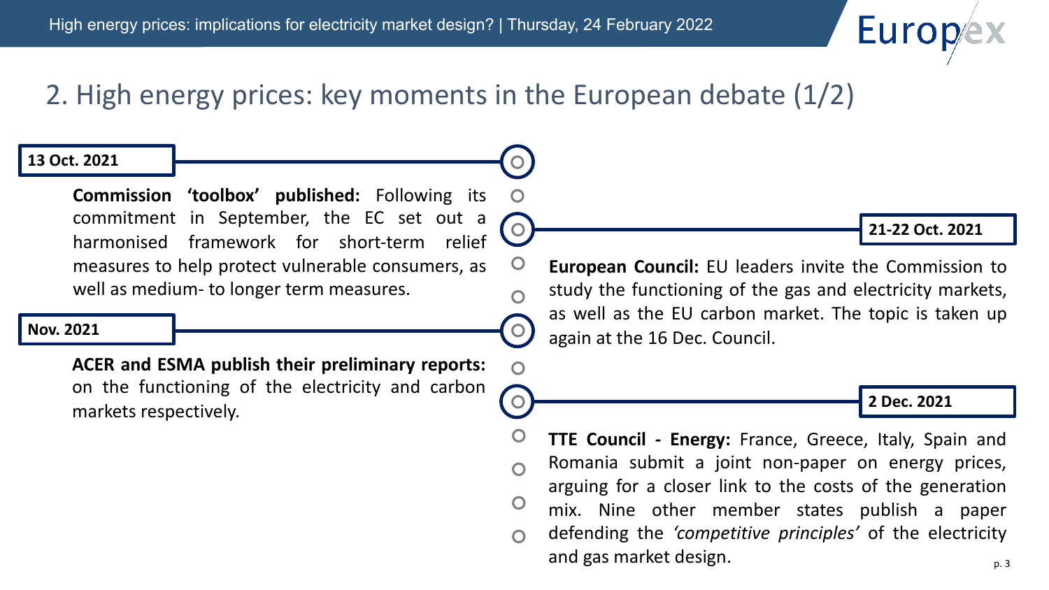## 2. High energy prices: key moments in the European debate (1/2)

**13 Oct. 2021**

**Commission 'toolbox' published:** Following its commitment in September, the EC set out a harmonised framework for short-term relief measures to help protect vulnerable consumers, as well as medium- to longer term measures.

**21-22 Oct. 2021**

**European Council:** EU leaders invite the Commission to study the functioning of the gas and electricity markets, as well as the EU carbon market. The topic is taken up again at the 16 Dec. Council.

**Nov. 2021**

**ACER and ESMA publish their preliminary reports:** on the functioning of the electricity and carbon markets respectively.

**2 Dec. 2021**

**TTE Council - Energy:** France, Greece, Italy, Spain and Romania submit a joint non-paper on energy prices, arguing for a closer link to the costs of the generation mix. Nine other member states publish a paper defending the *'competitive principles'* of the electricity and gas market design.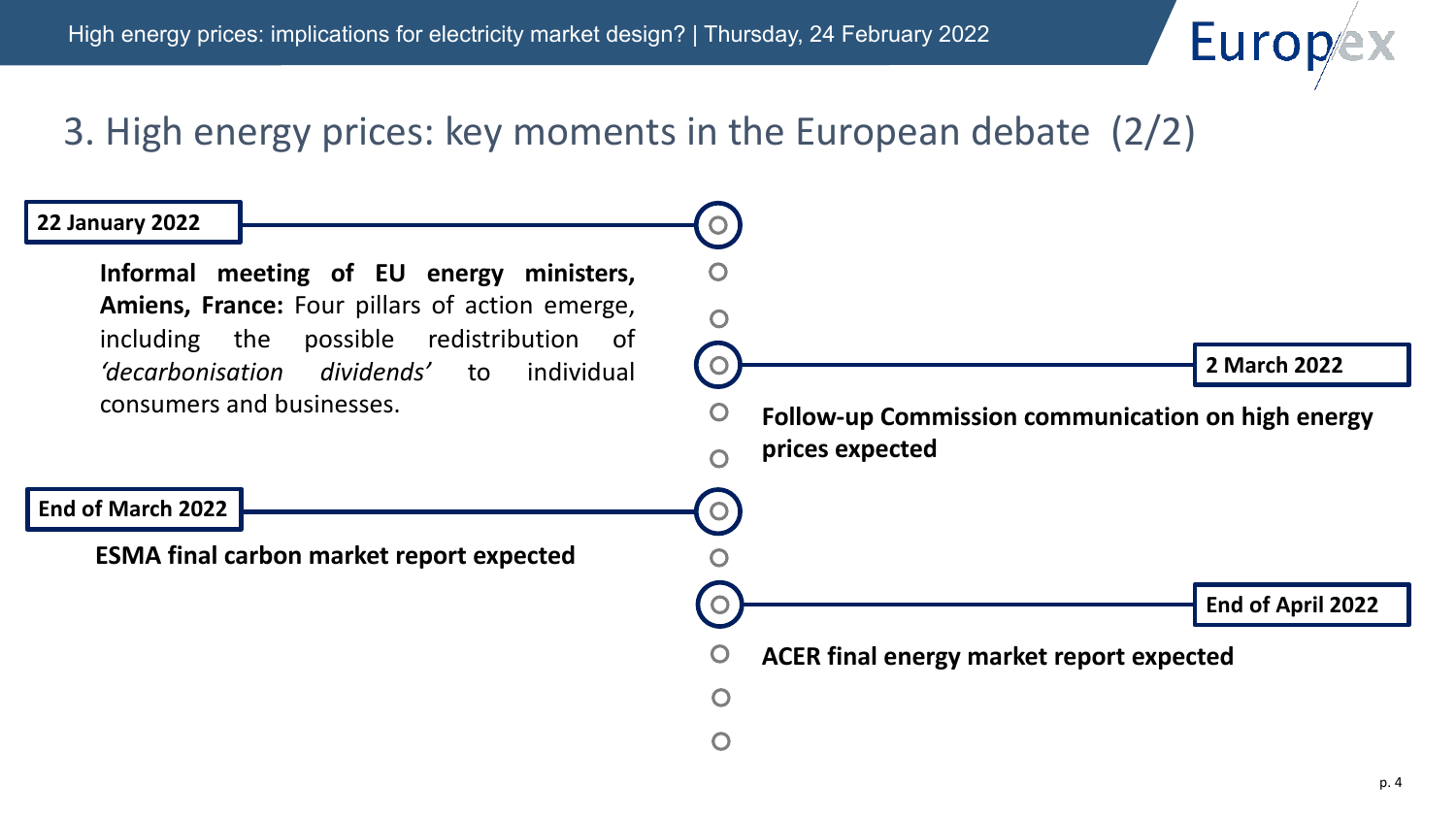# 3. High energy prices: key moments in the European debate (2/2)

**22 January 2022**

**Informal meeting of EU energy ministers, Amiens, France:** Four pillars of action emerge, including the possible redistribution of *'decarbonisation dividends'* to individual consumers and businesses.

**2 March 2022**

**Follow-up Commission communication on high energy prices expected**

**End of March 2022**

**ESMA final carbon market report expected**

**End of April 2022**

**ACER final energy market report expected**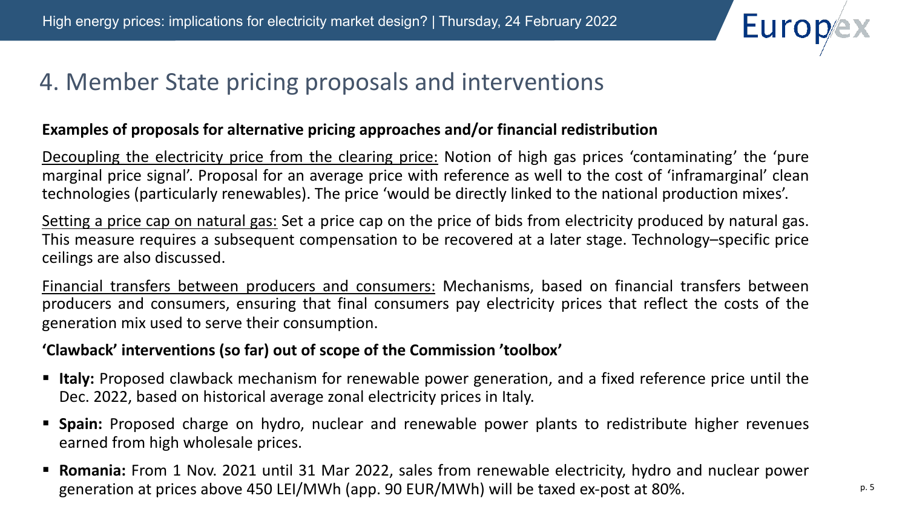# 4. Member State pricing proposals and interventions

**Examples of proposals for alternative pricing approaches and/or financial redistribution**

<u>Decoupling the electricity price from the clearing price:</u> Notion of high gas prices 'contaminating' the 'pure marginal price signal'. Proposal for an average price with reference as well to the cost of 'inframarginal' clean technologies (particularly renewables). The price 'would be directly linked to the national production mixes'.

<u>Setting a price cap on natural gas:</u> Set a price cap on the price of bids from electricity produced by natural gas. This measure requires a subsequent compensation to be recovered at a later stage. Technology–specific price ceilings are also discussed.

<u>Financial transfers between producers and consumers:</u> Mechanisms, based on financial transfers between producers and consumers, ensuring that final consumers pay electricity prices that reflect the costs of the generation mix used to serve their consumption.

**'Clawback' interventions (so far) out of scope of the Commission 'toolbox'**

- **Italy:** Proposed clawback mechanism for renewable power generation, and a fixed reference price until the Dec. 2022, based on historical average zonal electricity prices in Italy.
- **Spain:** Proposed charge on hydro, nuclear and renewable power plants to redistribute higher revenues earned from high wholesale prices.
- **Romania:** From 1 Nov. 2021 until 31 Mar 2022, sales from renewable electricity, hydro and nuclear power generation at prices above 450 LEI/MWh (app. 90 EUR/MWh) will be taxed ex-post at 80%.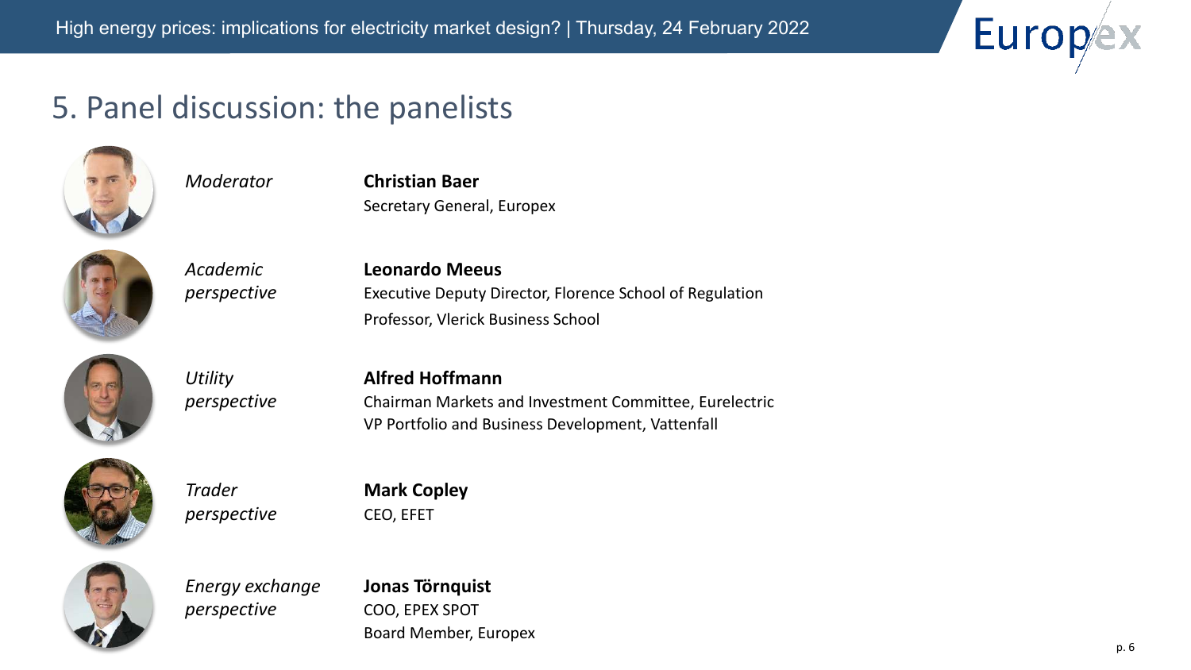# 5. Panel discussion: the panelists

*Moderator*

**Christian Baer**
Secretary General, Europex

*Academic perspective*

**Leonardo Meeus**
Executive Deputy Director, Florence School of Regulation
Professor, Vlerick Business School

*Utility perspective*

**Alfred Hoffmann**
Chairman Markets and Investment Committee, Eurelectric
VP Portfolio and Business Development, Vattenfall

*Trader perspective*

**Mark Copley**
CEO, EFET

*Energy exchange perspective*

**Jonas Törnquist**
COO, EPEX SPOT
Board Member, Europex